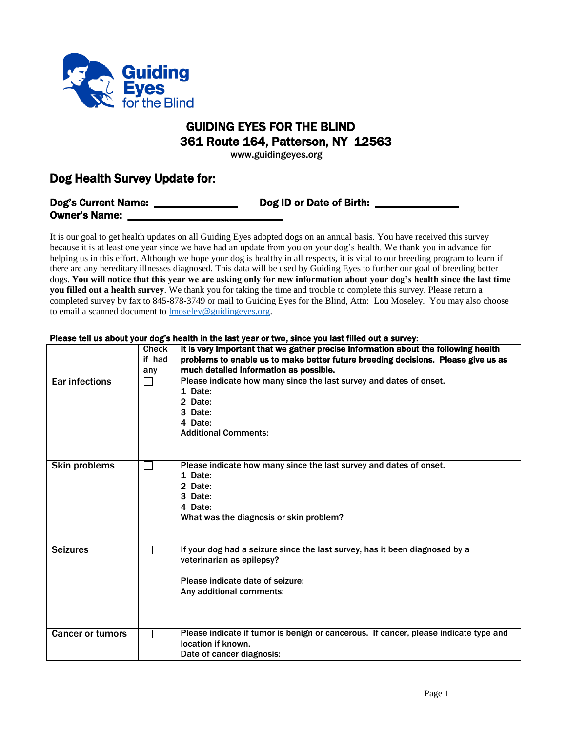# GUIDING EYES FOR THE BLIND
## 361 Route 164, Patterson, NY 12563

www.guidingeyes.org

## Dog Health Survey Update for:

**Dog's Current Name:** _______________ **Dog ID or Date of Birth:** _______________

**Owner's Name:** ___________________________

It is our goal to get health updates on all Guiding Eyes adopted dogs on an annual basis. You have received this survey because it is at least one year since we have had an update from you on your dog's health. We thank you in advance for helping us in this effort. Although we hope your dog is healthy in all respects, it is vital to our breeding program to learn if there are any hereditary illnesses diagnosed. This data will be used by Guiding Eyes to further our goal of breeding better dogs. **You will notice that this year we are asking only for new information about your dog's health since the last time you filled out a health survey**. We thank you for taking the time and trouble to complete this survey. Please return a completed survey by fax to 845-878-3749 or mail to Guiding Eyes for the Blind, Attn: Lou Moseley. You may also choose to email a scanned document to lmoseley@guidingeyes.org.

**Please tell us about your dog's health in the last year or two, since you last filled out a survey:**

| | Check if had any | It is very important that we gather precise information about the following health problems to enable us to make better future breeding decisions. Please give us as much detailed information as possible. |
|---|---|---|
| Ear infections | ☐ | Please indicate how many since the last survey and dates of onset.<br>1 Date:<br>2 Date:<br>3 Date:<br>4 Date:<br>Additional Comments: |
| Skin problems | ☐ | Please indicate how many since the last survey and dates of onset.<br>1 Date:<br>2 Date:<br>3 Date:<br>4 Date:<br>What was the diagnosis or skin problem? |
| Seizures | ☐ | If your dog had a seizure since the last survey, has it been diagnosed by a veterinarian as epilepsy?<br><br>Please indicate date of seizure:<br>Any additional comments: |
| Cancer or tumors | ☐ | Please indicate if tumor is benign or cancerous. If cancer, please indicate type and location if known.<br>Date of cancer diagnosis: |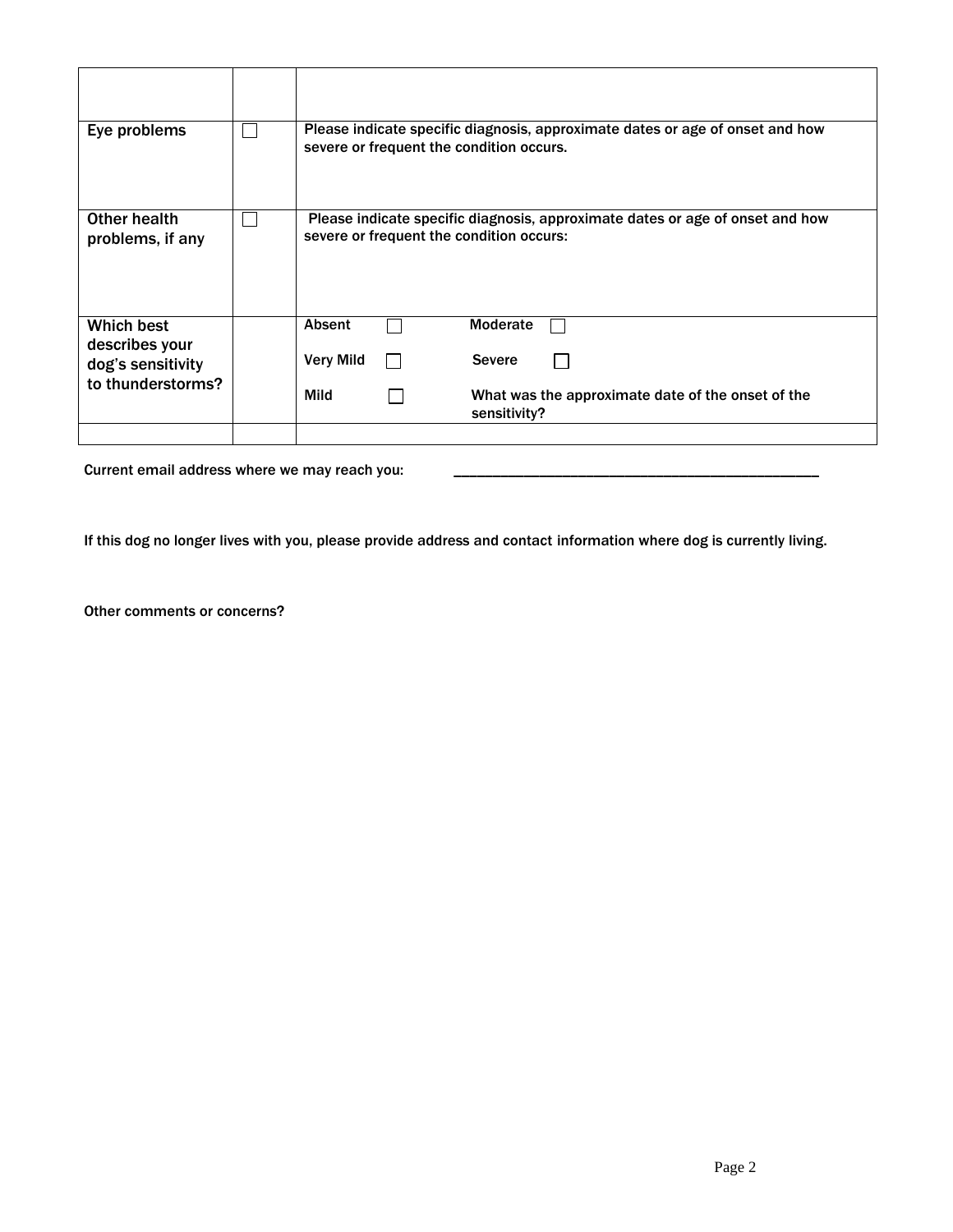| | | |
|---|---|---|
| | | |
| Eye problems | ☐ | Please indicate specific diagnosis, approximate dates or age of onset and how severe or frequent the condition occurs. |
| Other health problems, if any | ☐ | Please indicate specific diagnosis, approximate dates or age of onset and how severe or frequent the condition occurs: |
| Which best describes your dog's sensitivity to thunderstorms? | | Absent ☐ Moderate ☐<br>Very Mild ☐ Severe ☐<br>Mild ☐ What was the approximate date of the onset of the sensitivity? |
| | | |

Current email address where we may reach you: \_\_\_\_\_\_\_\_\_\_\_\_\_\_\_\_\_\_\_\_\_\_\_\_\_\_\_\_\_\_\_\_\_\_\_\_\_\_\_\_\_\_\_\_\_\_\_\_

If this dog no longer lives with you, please provide address and contact information where dog is currently living.

Other comments or concerns?